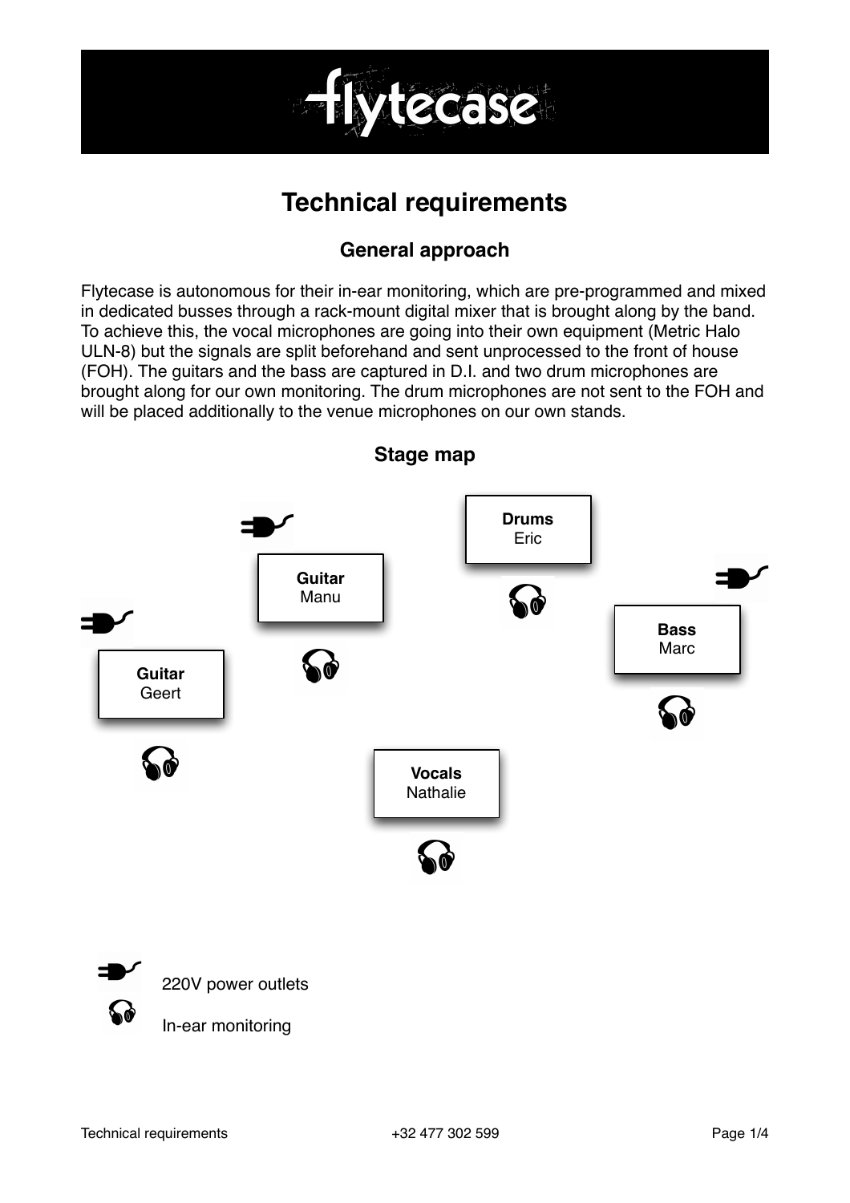# flytecase

## Technical requirements

### General approach

Flytecase is autonomous for their in-ear monitoring, which are pre-programmed and mixed in dedicated busses through a rack-mount digital mixer that is brought along by the band. To achieve this, the vocal microphones are going into their own equipment (Metric Halo ULN-8) but the signals are split beforehand and sent unprocessed to the front of house (FOH). The guitars and the bass are captured in D.I. and two drum microphones are brought along for our own monitoring. The drum microphones are not sent to the FOH and will be placed additionally to the venue microphones on our own stands.

### Stage map

**Drums**
Eric

**Guitar**
Manu

**Bass**
Marc

**Guitar**
Geert

**Vocals**
Nathalie

220V power outlets

In-ear monitoring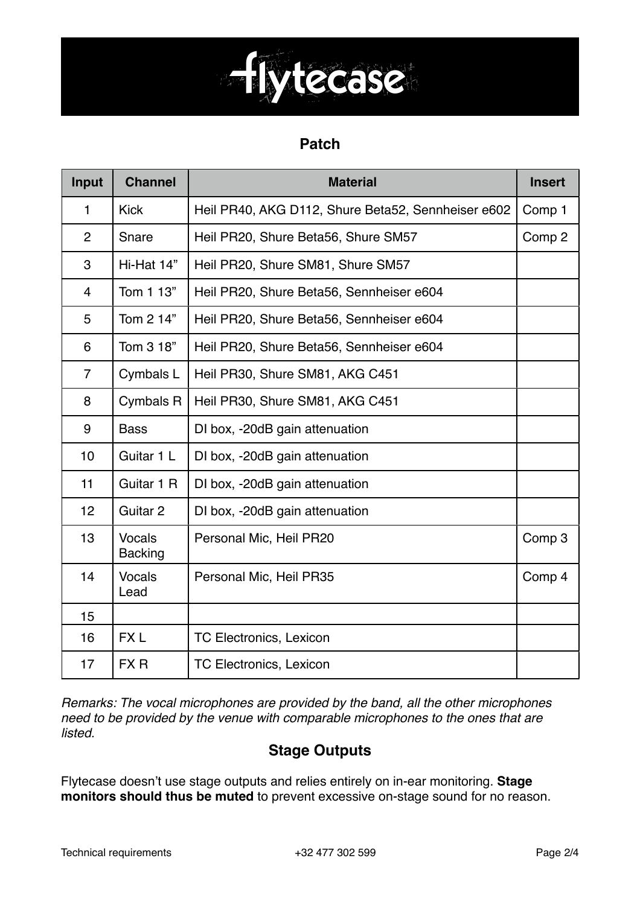# flytecase

## Patch

| Input | Channel | Material | Insert |
|---|---|---|---|
| 1 | Kick | Heil PR40, AKG D112, Shure Beta52, Sennheiser e602 | Comp 1 |
| 2 | Snare | Heil PR20, Shure Beta56, Shure SM57 | Comp 2 |
| 3 | Hi-Hat 14” | Heil PR20, Shure SM81, Shure SM57 | |
| 4 | Tom 1 13” | Heil PR20, Shure Beta56, Sennheiser e604 | |
| 5 | Tom 2 14” | Heil PR20, Shure Beta56, Sennheiser e604 | |
| 6 | Tom 3 18” | Heil PR20, Shure Beta56, Sennheiser e604 | |
| 7 | Cymbals L | Heil PR30, Shure SM81, AKG C451 | |
| 8 | Cymbals R | Heil PR30, Shure SM81, AKG C451 | |
| 9 | Bass | DI box, -20dB gain attenuation | |
| 10 | Guitar 1 L | DI box, -20dB gain attenuation | |
| 11 | Guitar 1 R | DI box, -20dB gain attenuation | |
| 12 | Guitar 2 | DI box, -20dB gain attenuation | |
| 13 | Vocals Backing | Personal Mic, Heil PR20 | Comp 3 |
| 14 | Vocals Lead | Personal Mic, Heil PR35 | Comp 4 |
| 15 | | | |
| 16 | FX L | TC Electronics, Lexicon | |
| 17 | FX R | TC Electronics, Lexicon | |

*Remarks: The vocal microphones are provided by the band, all the other microphones need to be provided by the venue with comparable microphones to the ones that are listed.*

## Stage Outputs

Flytecase doesn’t use stage outputs and relies entirely on in-ear monitoring. **Stage monitors should thus be muted** to prevent excessive on-stage sound for no reason.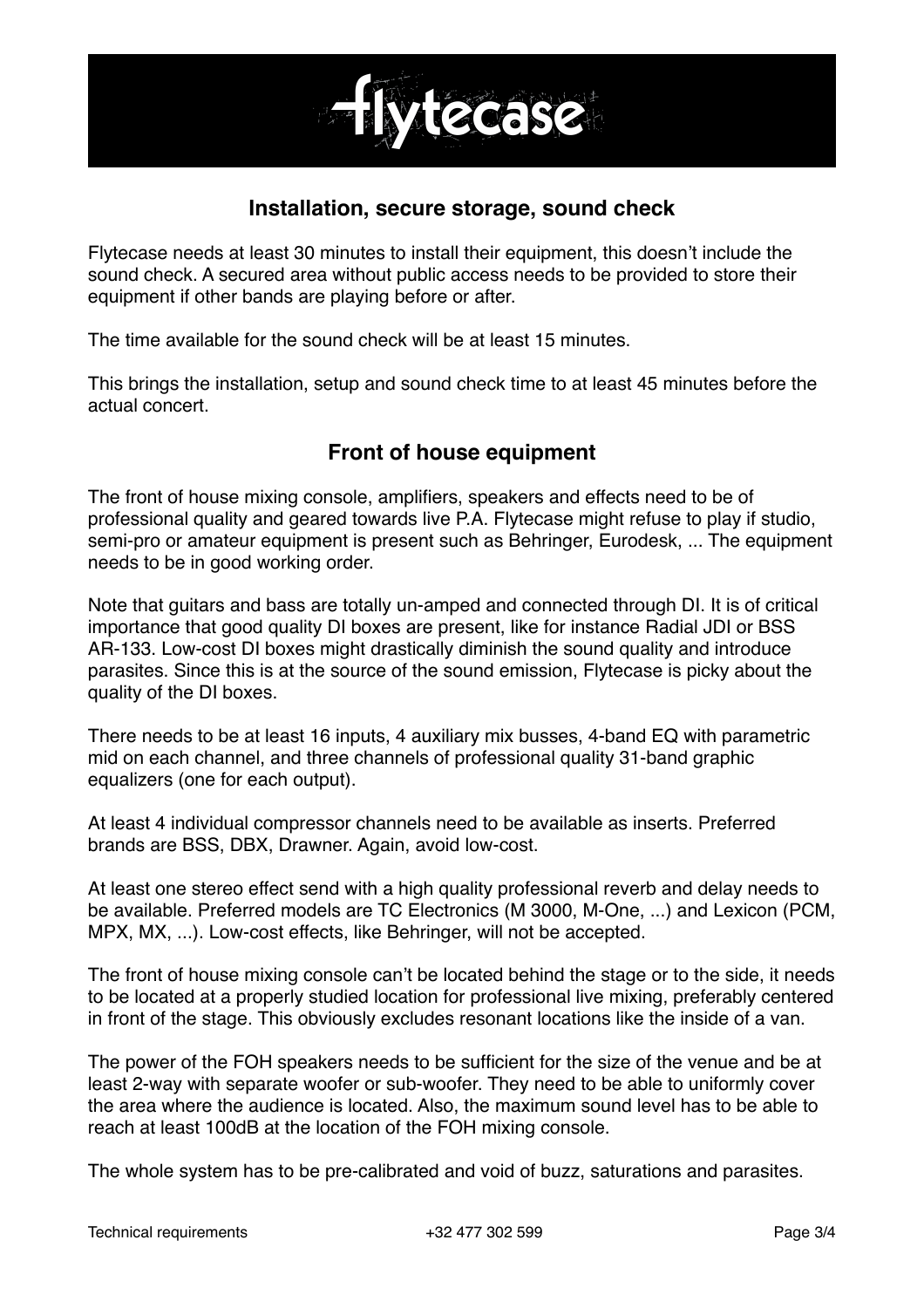## Installation, secure storage, sound check

Flytecase needs at least 30 minutes to install their equipment, this doesn't include the sound check. A secured area without public access needs to be provided to store their equipment if other bands are playing before or after.

The time available for the sound check will be at least 15 minutes.

This brings the installation, setup and sound check time to at least 45 minutes before the actual concert.

## Front of house equipment

The front of house mixing console, amplifiers, speakers and effects need to be of professional quality and geared towards live P.A. Flytecase might refuse to play if studio, semi-pro or amateur equipment is present such as Behringer, Eurodesk, ... The equipment needs to be in good working order.

Note that guitars and bass are totally un-amped and connected through DI. It is of critical importance that good quality DI boxes are present, like for instance Radial JDI or BSS AR-133. Low-cost DI boxes might drastically diminish the sound quality and introduce parasites. Since this is at the source of the sound emission, Flytecase is picky about the quality of the DI boxes.

There needs to be at least 16 inputs, 4 auxiliary mix busses, 4-band EQ with parametric mid on each channel, and three channels of professional quality 31-band graphic equalizers (one for each output).

At least 4 individual compressor channels need to be available as inserts. Preferred brands are BSS, DBX, Drawner. Again, avoid low-cost.

At least one stereo effect send with a high quality professional reverb and delay needs to be available. Preferred models are TC Electronics (M 3000, M-One, ...) and Lexicon (PCM, MPX, MX, ...). Low-cost effects, like Behringer, will not be accepted.

The front of house mixing console can't be located behind the stage or to the side, it needs to be located at a properly studied location for professional live mixing, preferably centered in front of the stage. This obviously excludes resonant locations like the inside of a van.

The power of the FOH speakers needs to be sufficient for the size of the venue and be at least 2-way with separate woofer or sub-woofer. They need to be able to uniformly cover the area where the audience is located. Also, the maximum sound level has to be able to reach at least 100dB at the location of the FOH mixing console.

The whole system has to be pre-calibrated and void of buzz, saturations and parasites.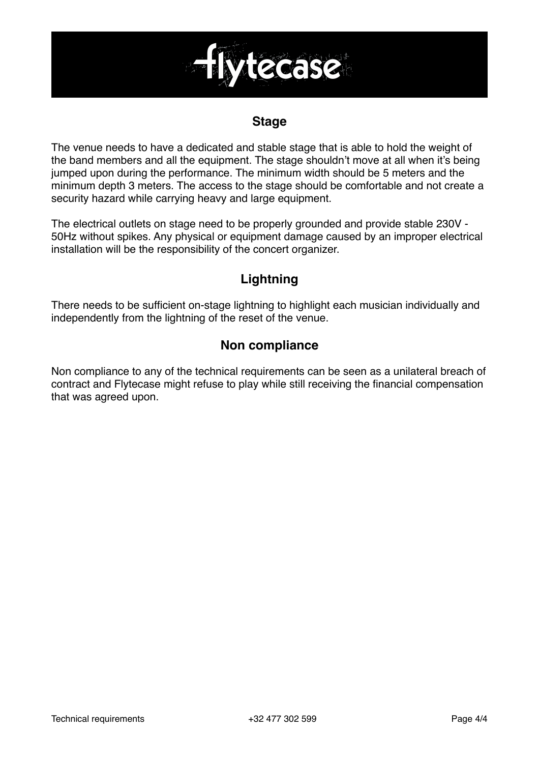## Stage

The venue needs to have a dedicated and stable stage that is able to hold the weight of the band members and all the equipment. The stage shouldn't move at all when it's being jumped upon during the performance. The minimum width should be 5 meters and the minimum depth 3 meters. The access to the stage should be comfortable and not create a security hazard while carrying heavy and large equipment.

The electrical outlets on stage need to be properly grounded and provide stable 230V - 50Hz without spikes. Any physical or equipment damage caused by an improper electrical installation will be the responsibility of the concert organizer.

## Lightning

There needs to be sufficient on-stage lightning to highlight each musician individually and independently from the lightning of the reset of the venue.

## Non compliance

Non compliance to any of the technical requirements can be seen as a unilateral breach of contract and Flytecase might refuse to play while still receiving the financial compensation that was agreed upon.